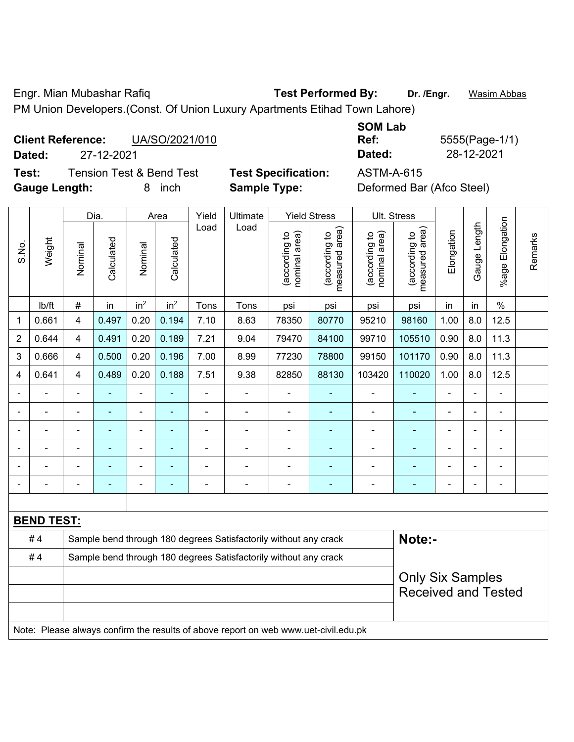Engr. Mian Mubashar Rafiq **Test Performed By:** **Dr. /Engr.** Wasim Abbas

PM Union Developers.(Const. Of Union Luxury Apartments Etihad Town Lahore)

**Client Reference:** UA/SO/2021/010 **SOM Lab Ref:** 5555(Page-1/1)

**Dated:** 27-12-2021 **Dated:** 28-12-2021

**Test:** Tension Test & Bend Test **Test Specification:** ASTM-A-615

**Gauge Length:** 8 inch **Sample Type:** Deformed Bar (Afco Steel)

| S.No. | Weight | Dia. | | Area | | Yield Load | Ultimate Load | Yield Stress | | Ult. Stress | | Elongation | Gauge Length | %age Elongation | Remarks |
|---|---|---|---|---|---|---|---|---|---|---|---|---|---|---|---|
| | | Nominal | Calculated | Nominal | Calculated | | | (according to nominal area) | (according to measured area) | (according to nominal area) | (according to measured area) | | | | |
| | lb/ft | # | in | $in^2$ | $in^2$ | Tons | Tons | psi | psi | psi | psi | in | in | % | |
| 1 | 0.661 | 4 | 0.497 | 0.20 | 0.194 | 7.10 | 8.63 | 78350 | 80770 | 95210 | 98160 | 1.00 | 8.0 | 12.5 | |
| 2 | 0.644 | 4 | 0.491 | 0.20 | 0.189 | 7.21 | 9.04 | 79470 | 84100 | 99710 | 105510 | 0.90 | 8.0 | 11.3 | |
| 3 | 0.666 | 4 | 0.500 | 0.20 | 0.196 | 7.00 | 8.99 | 77230 | 78800 | 99150 | 101170 | 0.90 | 8.0 | 11.3 | |
| 4 | 0.641 | 4 | 0.489 | 0.20 | 0.188 | 7.51 | 9.38 | 82850 | 88130 | 103420 | 110020 | 1.00 | 8.0 | 12.5 | |
| - | - | - | - | - | - | - | - | - | - | - | - | - | - | - | |
| - | - | - | - | - | - | - | - | - | - | - | - | - | - | - | |
| - | - | - | - | - | - | - | - | - | - | - | - | - | - | - | |
| - | - | - | - | - | - | - | - | - | - | - | - | - | - | - | |
| - | - | - | - | - | - | - | - | - | - | - | - | - | - | - | |
| - | - | - | - | - | - | - | - | - | - | - | - | - | - | - | |

**BEND TEST:**

| | | |
|---|---|---|
| # 4 | Sample bend through 180 degrees Satisfactorily without any crack | **Note:-** |
| # 4 | Sample bend through 180 degrees Satisfactorily without any crack | Only Six Samples Received and Tested |

Note: Please always confirm the results of above report on web www.uet-civil.edu.pk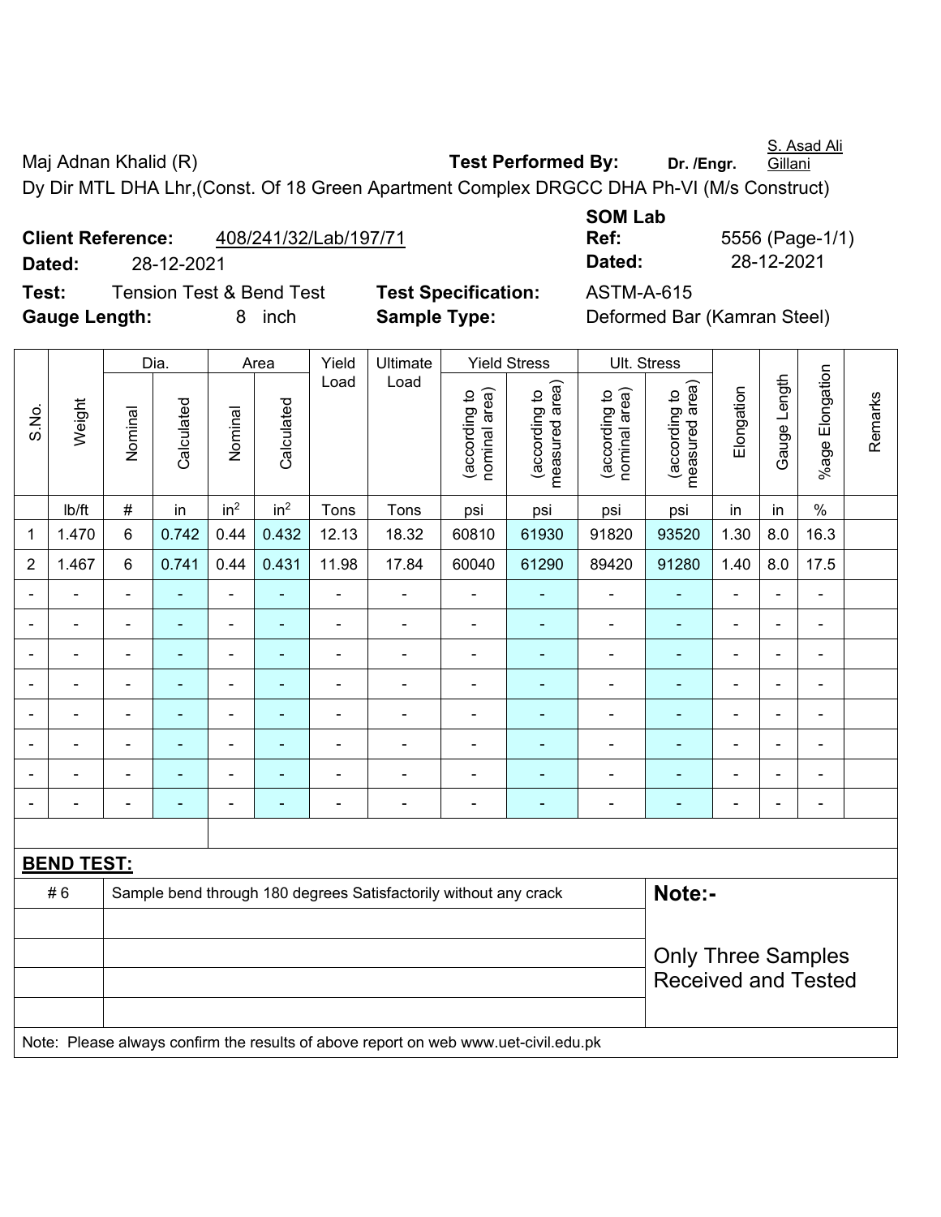Maj Adnan Khalid (R) **Test Performed By:** **Dr. /Engr.** S. Asad Ali Gillani

Dy Dir MTL DHA Lhr,(Const. Of 18 Green Apartment Complex DRGCC DHA Ph-VI (M/s Construct)

**Client Reference:** 408/241/32/Lab/197/71 **SOM Lab Ref:** 5556 (Page-1/1)

**Dated:** 28-12-2021 **Dated:** 28-12-2021

**Test:** Tension Test & Bend Test **Test Specification:** ASTM-A-615

**Gauge Length:** 8 inch **Sample Type:** Deformed Bar (Kamran Steel)

| S.No. | Weight | Dia. | | Area | | Yield Load | Ultimate Load | Yield Stress | | Ult. Stress | | Elongation | Gauge Length | %age Elongation | Remarks |
|---|---|---|---|---|---|---|---|---|---|---|---|---|---|---|---|
| | | Nominal | Calculated | Nominal | Calculated | | | (according to nominal area) | (according to measured area) | (according to nominal area) | (according to measured area) | | | | |
| | lb/ft | # | in | in$^2$ | in$^2$ | Tons | Tons | psi | psi | psi | psi | in | in | % | |
| 1 | 1.470 | 6 | 0.742 | 0.44 | 0.432 | 12.13 | 18.32 | 60810 | 61930 | 91820 | 93520 | 1.30 | 8.0 | 16.3 | |
| 2 | 1.467 | 6 | 0.741 | 0.44 | 0.431 | 11.98 | 17.84 | 60040 | 61290 | 89420 | 91280 | 1.40 | 8.0 | 17.5 | |
| - | - | - | - | - | - | - | - | - | - | - | - | - | - | - | |
| - | - | - | - | - | - | - | - | - | - | - | - | - | - | - | |
| - | - | - | - | - | - | - | - | - | - | - | - | - | - | - | |
| - | - | - | - | - | - | - | - | - | - | - | - | - | - | - | |
| - | - | - | - | - | - | - | - | - | - | - | - | - | - | - | |
| - | - | - | - | - | - | - | - | - | - | - | - | - | - | - | |
| - | - | - | - | - | - | - | - | - | - | - | - | - | - | - | |
| - | - | - | - | - | - | - | - | - | - | - | - | - | - | - | |

**BEND TEST:**

| | | |
|---|---|---|
| # 6 | Sample bend through 180 degrees Satisfactorily without any crack | **Note:-** |
| | | Only Three Samples Received and Tested |

Note: Please always confirm the results of above report on web www.uet-civil.edu.pk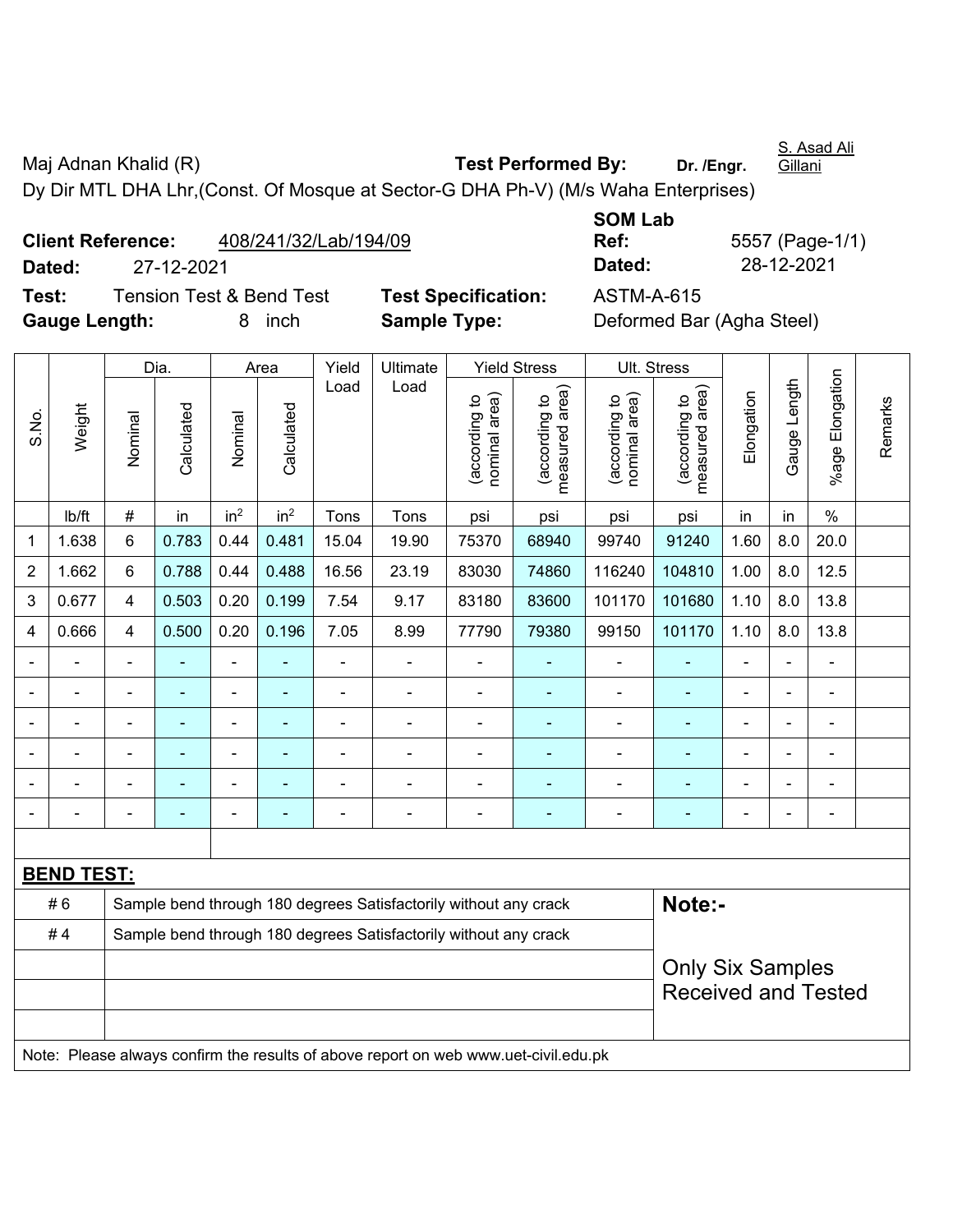Maj Adnan Khalid (R) **Test Performed By:** **Dr. /Engr.** S. Asad Ali Gillani

Dy Dir MTL DHA Lhr,(Const. Of Mosque at Sector-G DHA Ph-V) (M/s Waha Enterprises)

**Client Reference:** 408/241/32/Lab/194/09 **SOM Lab Ref:** 5557 (Page-1/1)

**Dated:** 27-12-2021 **Dated:** 28-12-2021

**Test:** Tension Test & Bend Test **Test Specification:** ASTM-A-615

**Gauge Length:** 8 inch **Sample Type:** Deformed Bar (Agha Steel)

| S.No. | Weight | Dia. | | Area | | Yield Load | Ultimate Load | Yield Stress | | Ult. Stress | | Elongation | Gauge Length | %age Elongation | Remarks |
|---|---|---|---|---|---|---|---|---|---|---|---|---|---|---|---|
| | | Nominal | Calculated | Nominal | Calculated | | | (according to nominal area) | (according to measured area) | (according to nominal area) | (according to measured area) | | | | |
| | lb/ft | # | in | $in^2$ | $in^2$ | Tons | Tons | psi | psi | psi | psi | in | in | % | |
| 1 | 1.638 | 6 | 0.783 | 0.44 | 0.481 | 15.04 | 19.90 | 75370 | 68940 | 99740 | 91240 | 1.60 | 8.0 | 20.0 | |
| 2 | 1.662 | 6 | 0.788 | 0.44 | 0.488 | 16.56 | 23.19 | 83030 | 74860 | 116240 | 104810 | 1.00 | 8.0 | 12.5 | |
| 3 | 0.677 | 4 | 0.503 | 0.20 | 0.199 | 7.54 | 9.17 | 83180 | 83600 | 101170 | 101680 | 1.10 | 8.0 | 13.8 | |
| 4 | 0.666 | 4 | 0.500 | 0.20 | 0.196 | 7.05 | 8.99 | 77790 | 79380 | 99150 | 101170 | 1.10 | 8.0 | 13.8 | |
| - | - | - | - | - | - | - | - | - | - | - | - | - | - | - | |
| - | - | - | - | - | - | - | - | - | - | - | - | - | - | - | |
| - | - | - | - | - | - | - | - | - | - | - | - | - | - | - | |
| - | - | - | - | - | - | - | - | - | - | - | - | - | - | - | |
| - | - | - | - | - | - | - | - | - | - | - | - | - | - | - | |
| - | - | - | - | - | - | - | - | - | - | - | - | - | - | - | |

**BEND TEST:**

| | | |
|---|---|---|
| # 6 | Sample bend through 180 degrees Satisfactorily without any crack | **Note:-** |
| # 4 | Sample bend through 180 degrees Satisfactorily without any crack | Only Six Samples Received and Tested |

Note: Please always confirm the results of above report on web www.uet-civil.edu.pk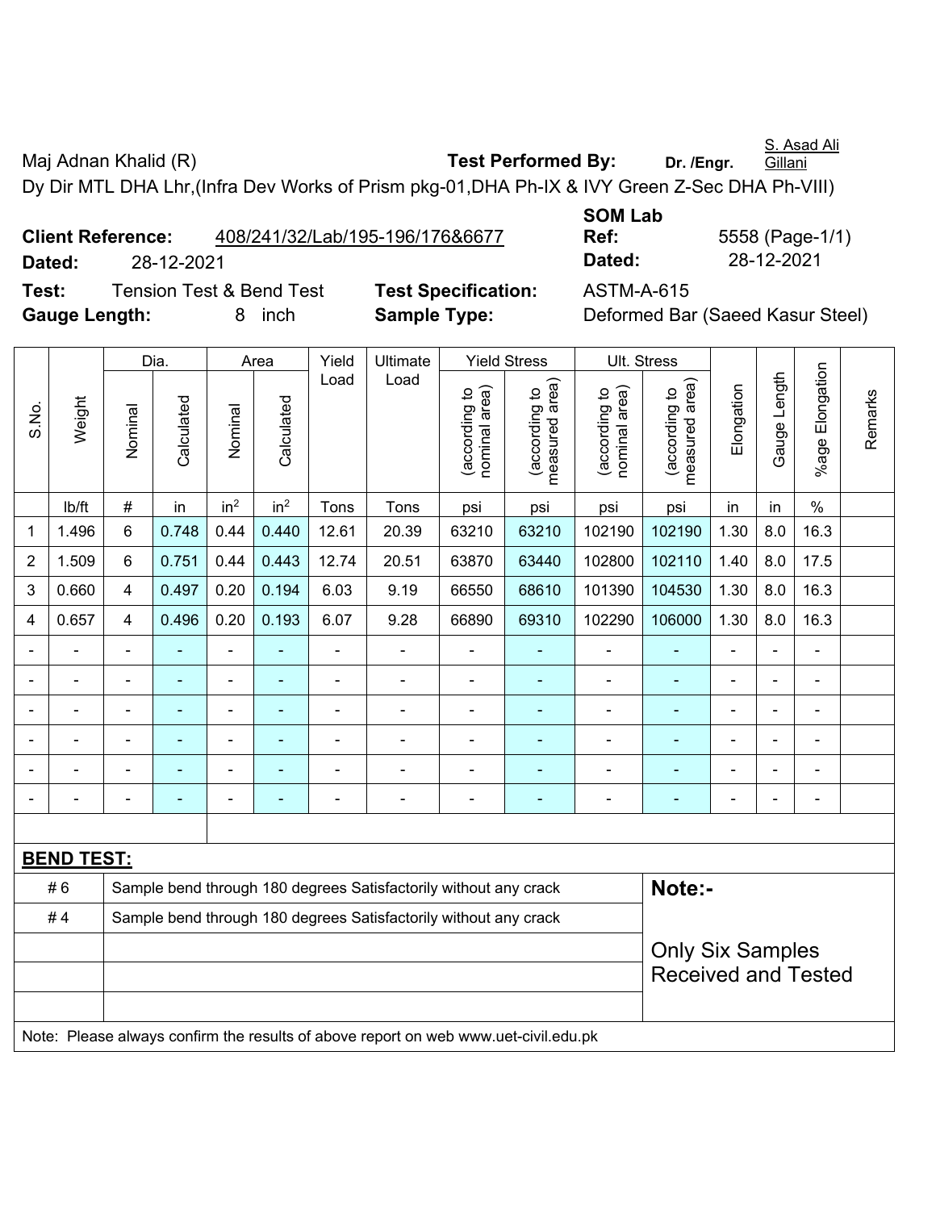S. Asad Ali Gillani

Maj Adnan Khalid (R) **Test Performed By:** **Dr. /Engr.** S. Asad Ali Gillani

Dy Dir MTL DHA Lhr,(Infra Dev Works of Prism pkg-01,DHA Ph-IX & IVY Green Z-Sec DHA Ph-VIII)

**Client Reference:** 408/241/32/Lab/195-196/176&6677 **SOM Lab Ref:** 5558 (Page-1/1)

**Dated:** 28-12-2021 **Dated:** 28-12-2021

**Test:** Tension Test & Bend Test **Test Specification:** ASTM-A-615

**Gauge Length:** 8 inch **Sample Type:** Deformed Bar (Saeed Kasur Steel)

| S.No. | Weight | Dia. | | Area | | Yield Load | Ultimate Load | Yield Stress | | Ult. Stress | | Elongation | Gauge Length | %age Elongation | Remarks |
|---|---|---|---|---|---|---|---|---|---|---|---|---|---|---|---|
| | | Nominal | Calculated | Nominal | Calculated | | | (according to nominal area) | (according to measured area) | (according to nominal area) | (according to measured area) | | | | |
| | lb/ft | # | in | $in^2$ | $in^2$ | Tons | Tons | psi | psi | psi | psi | in | in | % | |
| 1 | 1.496 | 6 | 0.748 | 0.44 | 0.440 | 12.61 | 20.39 | 63210 | 63210 | 102190 | 102190 | 1.30 | 8.0 | 16.3 | |
| 2 | 1.509 | 6 | 0.751 | 0.44 | 0.443 | 12.74 | 20.51 | 63870 | 63440 | 102800 | 102110 | 1.40 | 8.0 | 17.5 | |
| 3 | 0.660 | 4 | 0.497 | 0.20 | 0.194 | 6.03 | 9.19 | 66550 | 68610 | 101390 | 104530 | 1.30 | 8.0 | 16.3 | |
| 4 | 0.657 | 4 | 0.496 | 0.20 | 0.193 | 6.07 | 9.28 | 66890 | 69310 | 102290 | 106000 | 1.30 | 8.0 | 16.3 | |
| - | - | - | - | - | - | - | - | - | - | - | - | - | - | - | |
| - | - | - | - | - | - | - | - | - | - | - | - | - | - | - | |
| - | - | - | - | - | - | - | - | - | - | - | - | - | - | - | |
| - | - | - | - | - | - | - | - | - | - | - | - | - | - | - | |
| - | - | - | - | - | - | - | - | - | - | - | - | - | - | - | |
| - | - | - | - | - | - | - | - | - | - | - | - | - | - | - | |

**BEND TEST:**

| | | |
|---|---|---|
| # 6 | Sample bend through 180 degrees Satisfactorily without any crack | **Note:-** |
| # 4 | Sample bend through 180 degrees Satisfactorily without any crack | Only Six Samples Received and Tested |

Note: Please always confirm the results of above report on web www.uet-civil.edu.pk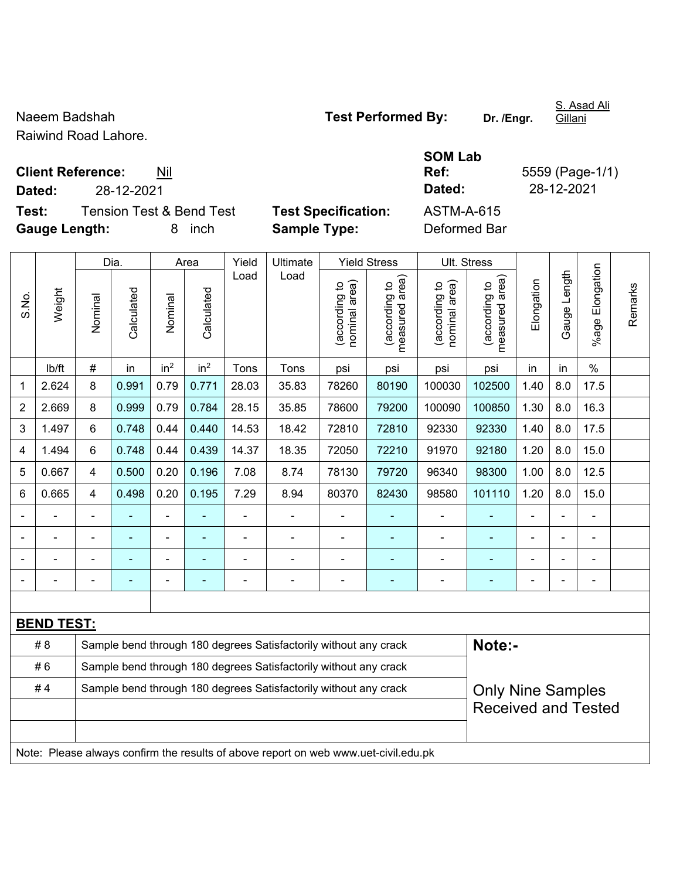Naeem Badshah
Raiwind Road Lahore.

**Test Performed By:** **Dr. /Engr.** S. Asad Ali Gillani

**Client Reference:** Nil

**Dated:** 28-12-2021

**SOM Lab Ref:** 5559 (Page-1/1)

**Dated:** 28-12-2021

**Test:** Tension Test & Bend Test

**Test Specification:** ASTM-A-615

**Gauge Length:** 8 inch

**Sample Type:** Deformed Bar

| S.No. | Weight | Dia. | | Area | | Yield Load | Ultimate Load | Yield Stress | | Ult. Stress | | Elongation | Gauge Length | %age Elongation | Remarks |
|---|---|---|---|---|---|---|---|---|---|---|---|---|---|---|---|
| | | Nominal | Calculated | Nominal | Calculated | | | (according to nominal area) | (according to measured area) | (according to nominal area) | (according to measured area) | | | | |
| | lb/ft | # | in | $in^2$ | $in^2$ | Tons | Tons | psi | psi | psi | psi | in | in | % | |
| 1 | 2.624 | 8 | 0.991 | 0.79 | 0.771 | 28.03 | 35.83 | 78260 | 80190 | 100030 | 102500 | 1.40 | 8.0 | 17.5 | |
| 2 | 2.669 | 8 | 0.999 | 0.79 | 0.784 | 28.15 | 35.85 | 78600 | 79200 | 100090 | 100850 | 1.30 | 8.0 | 16.3 | |
| 3 | 1.497 | 6 | 0.748 | 0.44 | 0.440 | 14.53 | 18.42 | 72810 | 72810 | 92330 | 92330 | 1.40 | 8.0 | 17.5 | |
| 4 | 1.494 | 6 | 0.748 | 0.44 | 0.439 | 14.37 | 18.35 | 72050 | 72210 | 91970 | 92180 | 1.20 | 8.0 | 15.0 | |
| 5 | 0.667 | 4 | 0.500 | 0.20 | 0.196 | 7.08 | 8.74 | 78130 | 79720 | 96340 | 98300 | 1.00 | 8.0 | 12.5 | |
| 6 | 0.665 | 4 | 0.498 | 0.20 | 0.195 | 7.29 | 8.94 | 80370 | 82430 | 98580 | 101110 | 1.20 | 8.0 | 15.0 | |
| - | - | - | - | - | - | - | - | - | - | - | - | - | - | - | |
| - | - | - | - | - | - | - | - | - | - | - | - | - | - | - | |
| - | - | - | - | - | - | - | - | - | - | - | - | - | - | - | |
| - | - | - | - | - | - | - | - | - | - | - | - | - | - | - | |

**BEND TEST:**

| | | |
|---|---|---|
| # 8 | Sample bend through 180 degrees Satisfactorily without any crack | **Note:-** |
| # 6 | Sample bend through 180 degrees Satisfactorily without any crack | |
| # 4 | Sample bend through 180 degrees Satisfactorily without any crack | Only Nine Samples Received and Tested |

Note: Please always confirm the results of above report on web www.uet-civil.edu.pk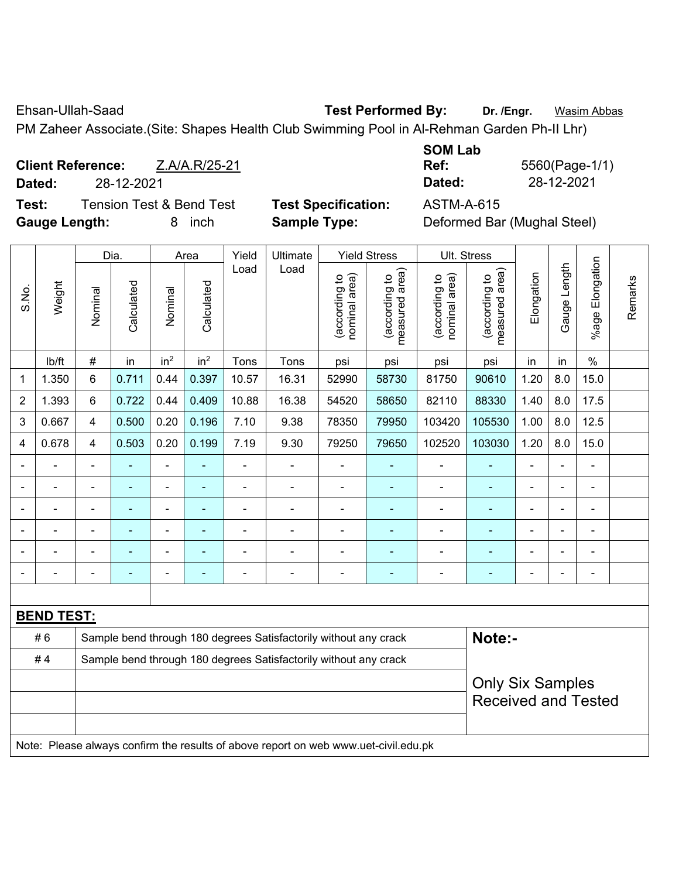Ehsan-Ullah-Saad **Test Performed By:** **Dr. /Engr.** Wasim Abbas

PM Zaheer Associate.(Site: Shapes Health Club Swimming Pool in Al-Rehman Garden Ph-II Lhr)

**Client Reference:** Z.A/A.R/25-21

**Dated:** 28-12-2021

**SOM Lab Ref:** 5560(Page-1/1)

**Dated:** 28-12-2021

**Test:** Tension Test & Bend Test **Test Specification:** ASTM-A-615

**Gauge Length:** 8 inch **Sample Type:** Deformed Bar (Mughal Steel)

| S.No. | Weight | Dia. | | Area | | Yield Load | Ultimate Load | Yield Stress | | Ult. Stress | | Elongation | Gauge Length | %age Elongation | Remarks |
|---|---|---|---|---|---|---|---|---|---|---|---|---|---|---|---|
| | | Nominal | Calculated | Nominal | Calculated | | | (according to nominal area) | (according to measured area) | (according to nominal area) | (according to measured area) | | | | |
| | lb/ft | # | in | $in^2$ | $in^2$ | Tons | Tons | psi | psi | psi | psi | in | in | % | |
| 1 | 1.350 | 6 | 0.711 | 0.44 | 0.397 | 10.57 | 16.31 | 52990 | 58730 | 81750 | 90610 | 1.20 | 8.0 | 15.0 | |
| 2 | 1.393 | 6 | 0.722 | 0.44 | 0.409 | 10.88 | 16.38 | 54520 | 58650 | 82110 | 88330 | 1.40 | 8.0 | 17.5 | |
| 3 | 0.667 | 4 | 0.500 | 0.20 | 0.196 | 7.10 | 9.38 | 78350 | 79950 | 103420 | 105530 | 1.00 | 8.0 | 12.5 | |
| 4 | 0.678 | 4 | 0.503 | 0.20 | 0.199 | 7.19 | 9.30 | 79250 | 79650 | 102520 | 103030 | 1.20 | 8.0 | 15.0 | |
| - | - | - | - | - | - | - | - | - | - | - | - | - | - | - | |
| - | - | - | - | - | - | - | - | - | - | - | - | - | - | - | |
| - | - | - | - | - | - | - | - | - | - | - | - | - | - | - | |
| - | - | - | - | - | - | - | - | - | - | - | - | - | - | - | |
| - | - | - | - | - | - | - | - | - | - | - | - | - | - | - | |
| - | - | - | - | - | - | - | - | - | - | - | - | - | - | - | |

**BEND TEST:**

| | | |
|---|---|---|
| # 6 | Sample bend through 180 degrees Satisfactorily without any crack | **Note:-** |
| # 4 | Sample bend through 180 degrees Satisfactorily without any crack | Only Six Samples Received and Tested |

Note: Please always confirm the results of above report on web www.uet-civil.edu.pk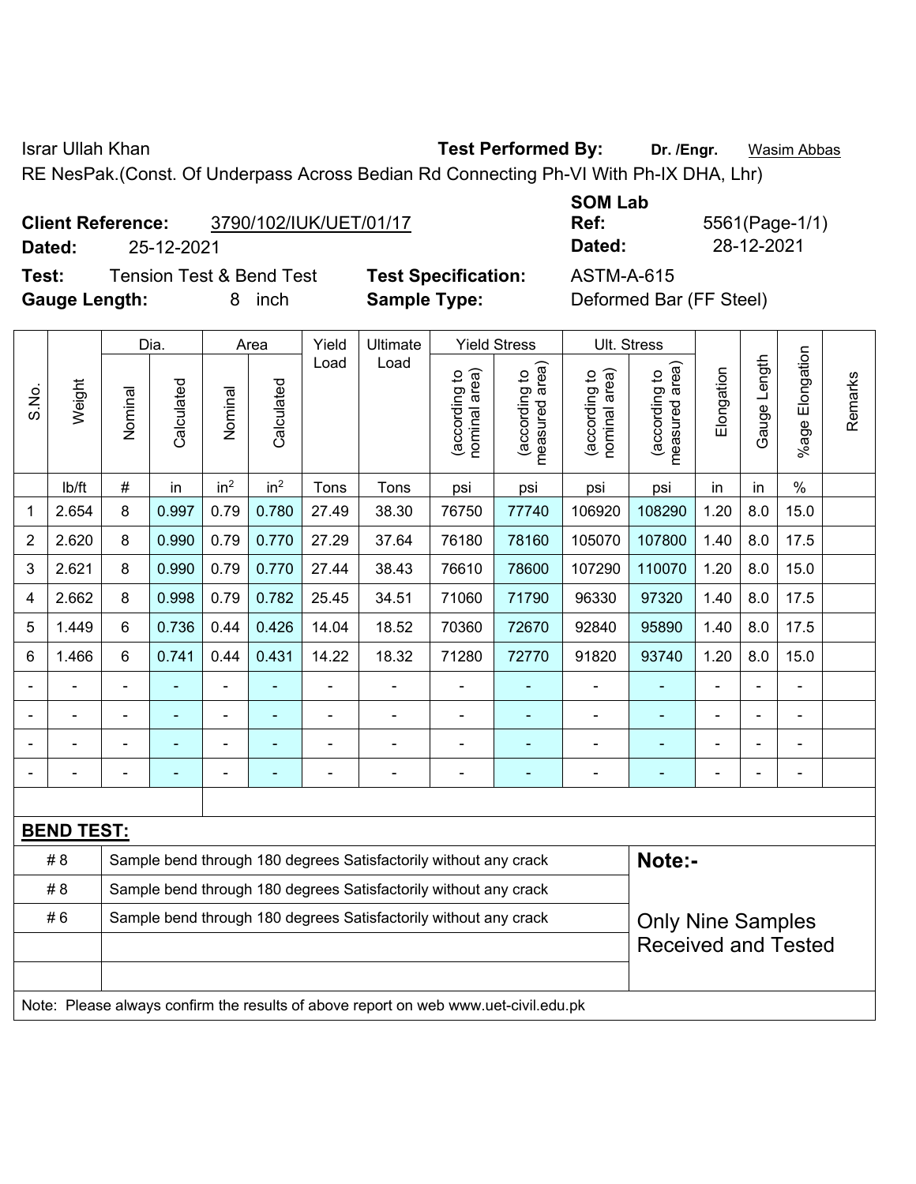Israr Ullah Khan **Test Performed By:** **Dr. /Engr.** Wasim Abbas

RE NesPak.(Const. Of Underpass Across Bedian Rd Connecting Ph-VI With Ph-IX DHA, Lhr)

**Client Reference:** 3790/102/IUK/UET/01/17 **SOM Lab Ref:** 5561(Page-1/1)

**Dated:** 25-12-2021 **Dated:** 28-12-2021

**Test:** Tension Test & Bend Test **Test Specification:** ASTM-A-615

**Gauge Length:** 8 inch **Sample Type:** Deformed Bar (FF Steel)

| S.No. | Weight | Dia. | | Area | | Yield Load | Ultimate Load | Yield Stress | | Ult. Stress | | Elongation | Gauge Length | %age Elongation | Remarks |
|---|---|---|---|---|---|---|---|---|---|---|---|---|---|---|---|
| | | Nominal | Calculated | Nominal | Calculated | | | (according to nominal area) | (according to measured area) | (according to nominal area) | (according to measured area) | | | | |
| | lb/ft | # | in | in² | in² | Tons | Tons | psi | psi | psi | psi | in | in | % | |
| 1 | 2.654 | 8 | 0.997 | 0.79 | 0.780 | 27.49 | 38.30 | 76750 | 77740 | 106920 | 108290 | 1.20 | 8.0 | 15.0 | |
| 2 | 2.620 | 8 | 0.990 | 0.79 | 0.770 | 27.29 | 37.64 | 76180 | 78160 | 105070 | 107800 | 1.40 | 8.0 | 17.5 | |
| 3 | 2.621 | 8 | 0.990 | 0.79 | 0.770 | 27.44 | 38.43 | 76610 | 78600 | 107290 | 110070 | 1.20 | 8.0 | 15.0 | |
| 4 | 2.662 | 8 | 0.998 | 0.79 | 0.782 | 25.45 | 34.51 | 71060 | 71790 | 96330 | 97320 | 1.40 | 8.0 | 17.5 | |
| 5 | 1.449 | 6 | 0.736 | 0.44 | 0.426 | 14.04 | 18.52 | 70360 | 72670 | 92840 | 95890 | 1.40 | 8.0 | 17.5 | |
| 6 | 1.466 | 6 | 0.741 | 0.44 | 0.431 | 14.22 | 18.32 | 71280 | 72770 | 91820 | 93740 | 1.20 | 8.0 | 15.0 | |
| - | - | - | - | - | - | - | - | - | - | - | - | - | - | - | |
| - | - | - | - | - | - | - | - | - | - | - | - | - | - | - | |
| - | - | - | - | - | - | - | - | - | - | - | - | - | - | - | |
| - | - | - | - | - | - | - | - | - | - | - | - | - | - | - | |

**BEND TEST:**

| | | |
|---|---|---|
| # 8 | Sample bend through 180 degrees Satisfactorily without any crack | **Note:-** |
| # 8 | Sample bend through 180 degrees Satisfactorily without any crack | |
| # 6 | Sample bend through 180 degrees Satisfactorily without any crack | Only Nine Samples Received and Tested |
| | | |
| | | |

Note: Please always confirm the results of above report on web www.uet-civil.edu.pk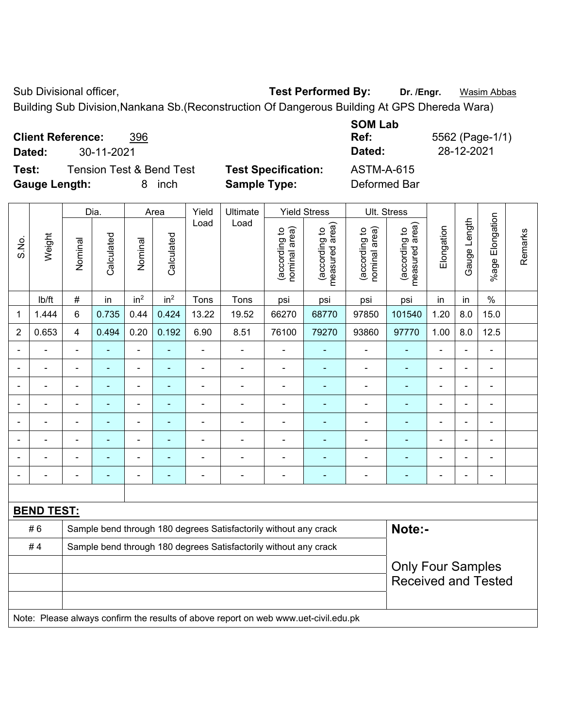Sub Divisional officer, **Test Performed By:** **Dr. /Engr.** Wasim Abbas

Building Sub Division,Nankana Sb.(Reconstruction Of Dangerous Building At GPS Dhereda Wara)

**Client Reference:** 396

**Dated:** 30-11-2021

**SOM Lab Ref:** 5562 (Page-1/1)

**Dated:** 28-12-2021

**Test:** Tension Test & Bend Test

**Test Specification:** ASTM-A-615

**Gauge Length:** 8 inch

**Sample Type:** Deformed Bar

| S.No. | Weight | Dia. | | Area | | Yield Load | Ultimate Load | Yield Stress | | Ult. Stress | | Elongation | Gauge Length | %age Elongation | Remarks |
|---|---|---|---|---|---|---|---|---|---|---|---|---|---|---|---|
| | | Nominal | Calculated | Nominal | Calculated | | | (according to nominal area) | (according to measured area) | (according to nominal area) | (according to measured area) | | | | |
| | lb/ft | # | in | $in^2$ | $in^2$ | Tons | Tons | psi | psi | psi | psi | in | in | % | |
| 1 | 1.444 | 6 | 0.735 | 0.44 | 0.424 | 13.22 | 19.52 | 66270 | 68770 | 97850 | 101540 | 1.20 | 8.0 | 15.0 | |
| 2 | 0.653 | 4 | 0.494 | 0.20 | 0.192 | 6.90 | 8.51 | 76100 | 79270 | 93860 | 97770 | 1.00 | 8.0 | 12.5 | |
| - | - | - | - | - | - | - | - | - | - | - | - | - | - | - | |
| - | - | - | - | - | - | - | - | - | - | - | - | - | - | - | |
| - | - | - | - | - | - | - | - | - | - | - | - | - | - | - | |
| - | - | - | - | - | - | - | - | - | - | - | - | - | - | - | |
| - | - | - | - | - | - | - | - | - | - | - | - | - | - | - | |
| - | - | - | - | - | - | - | - | - | - | - | - | - | - | - | |
| - | - | - | - | - | - | - | - | - | - | - | - | - | - | - | |
| - | - | - | - | - | - | - | - | - | - | - | - | - | - | - | |

**BEND TEST:**

| | | |
|---|---|---|
| # 6 | Sample bend through 180 degrees Satisfactorily without any crack | **Note:-** |
| # 4 | Sample bend through 180 degrees Satisfactorily without any crack | Only Four Samples Received and Tested |

Note: Please always confirm the results of above report on web www.uet-civil.edu.pk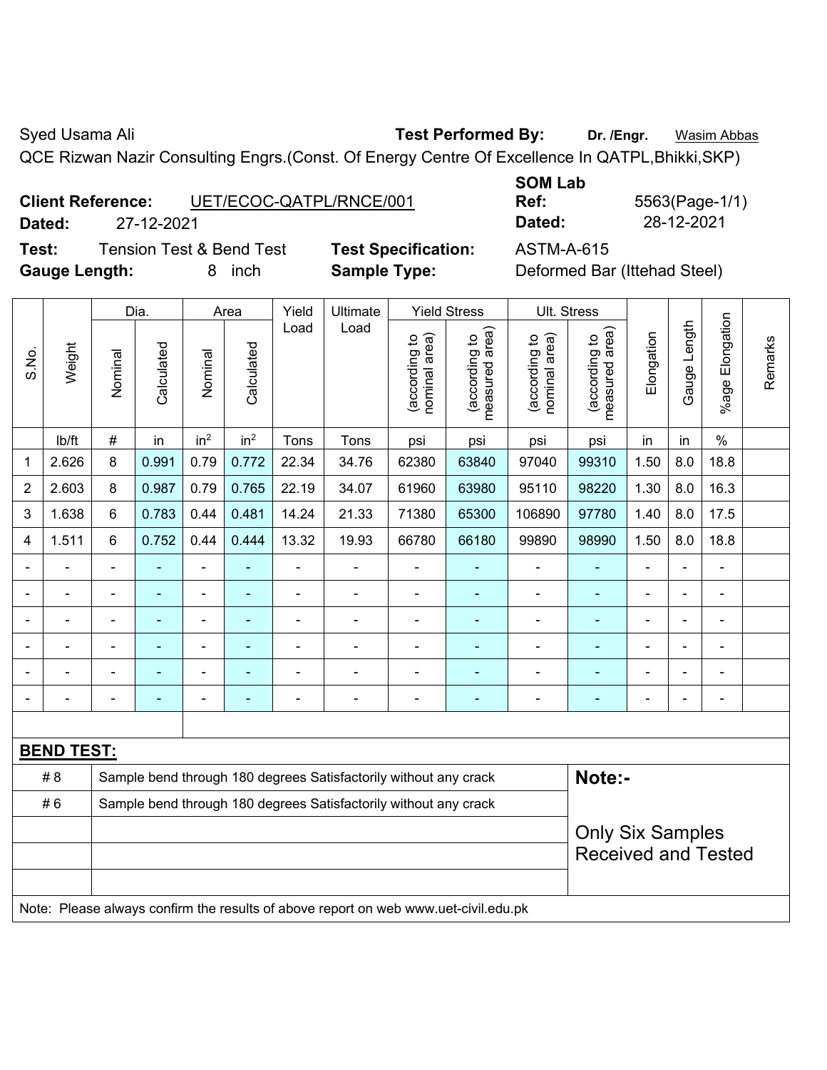Syed Usama Ali **Test Performed By:** **Dr. /Engr.** Wasim Abbas

QCE Rizwan Nazir Consulting Engrs.(Const. Of Energy Centre Of Excellence In QATPL,Bhikki,SKP)

**Client Reference:** UET/ECOC-QATPL/RNCE/001 **SOM Lab Ref:** 5563(Page-1/1)

**Dated:** 27-12-2021 **Dated:** 28-12-2021

**Test:** Tension Test & Bend Test **Test Specification:** ASTM-A-615

**Gauge Length:** 8 inch **Sample Type:** Deformed Bar (Ittehad Steel)

| S.No. | Weight | Dia. | | Area | | Yield Load | Ultimate Load | Yield Stress | | Ult. Stress | | Elongation | Gauge Length | %age Elongation | Remarks |
|---|---|---|---|---|---|---|---|---|---|---|---|---|---|---|---|
| | | Nominal | Calculated | Nominal | Calculated | | | (according to nominal area) | (according to measured area) | (according to nominal area) | (according to measured area) | | | | |
| | lb/ft | # | in | $in^2$ | $in^2$ | Tons | Tons | psi | psi | psi | psi | in | in | % | |
| 1 | 2.626 | 8 | 0.991 | 0.79 | 0.772 | 22.34 | 34.76 | 62380 | 63840 | 97040 | 99310 | 1.50 | 8.0 | 18.8 | |
| 2 | 2.603 | 8 | 0.987 | 0.79 | 0.765 | 22.19 | 34.07 | 61960 | 63980 | 95110 | 98220 | 1.30 | 8.0 | 16.3 | |
| 3 | 1.638 | 6 | 0.783 | 0.44 | 0.481 | 14.24 | 21.33 | 71380 | 65300 | 106890 | 97780 | 1.40 | 8.0 | 17.5 | |
| 4 | 1.511 | 6 | 0.752 | 0.44 | 0.444 | 13.32 | 19.93 | 66780 | 66180 | 99890 | 98990 | 1.50 | 8.0 | 18.8 | |
| - | - | - | - | - | - | - | - | - | - | - | - | - | - | - | |
| - | - | - | - | - | - | - | - | - | - | - | - | - | - | - | |
| - | - | - | - | - | - | - | - | - | - | - | - | - | - | - | |
| - | - | - | - | - | - | - | - | - | - | - | - | - | - | - | |
| - | - | - | - | - | - | - | - | - | - | - | - | - | - | - | |
| - | - | - | - | - | - | - | - | - | - | - | - | - | - | - | |

**BEND TEST:**

| | | |
|---|---|---|
| # 8 | Sample bend through 180 degrees Satisfactorily without any crack | **Note:-** |
| # 6 | Sample bend through 180 degrees Satisfactorily without any crack | Only Six Samples Received and Tested |

Note: Please always confirm the results of above report on web www.uet-civil.edu.pk